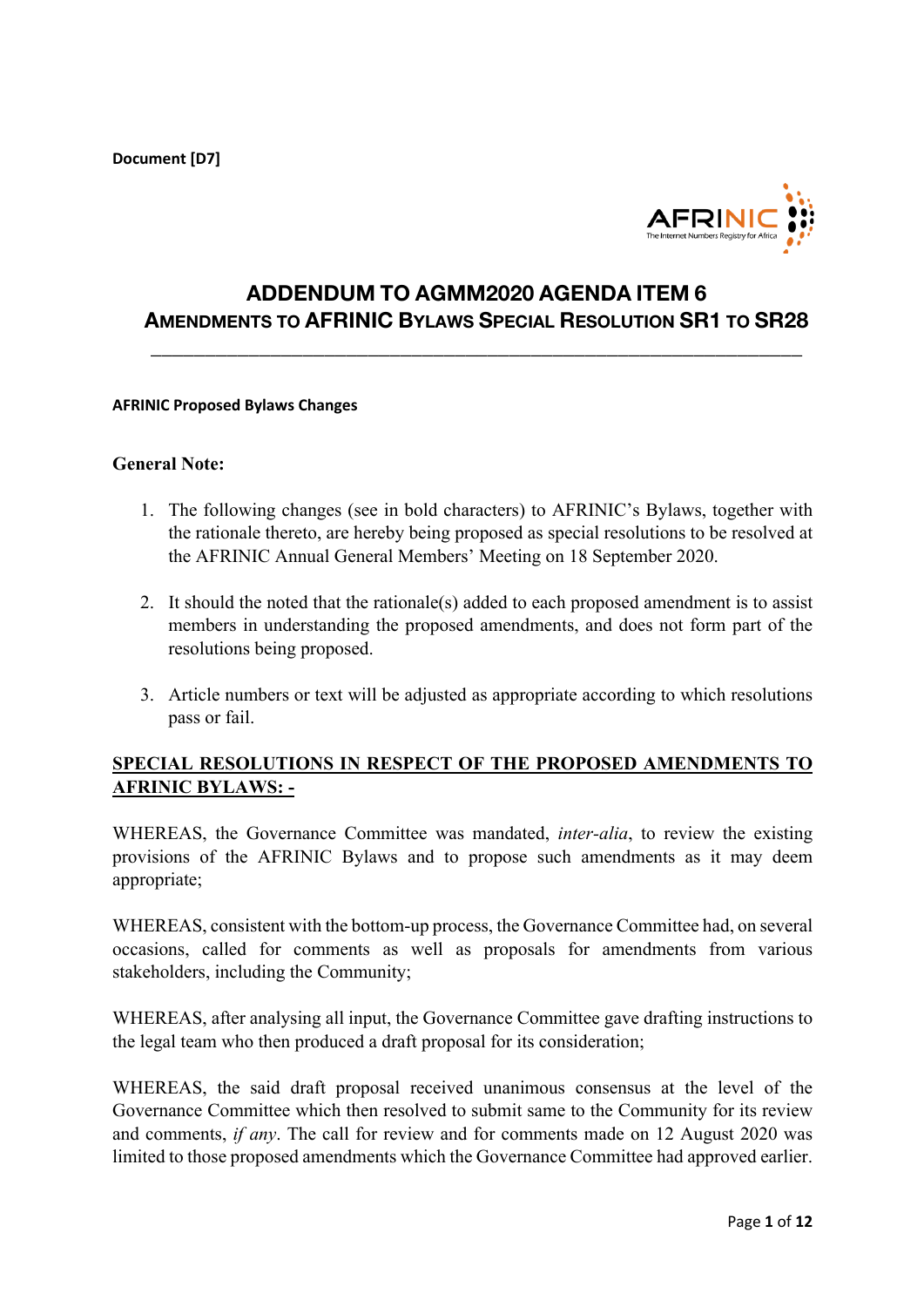**Document [D7]**

# ADDENDUM TO AGMM2020 AGENDA ITEM 6

## AMENDMENTS TO AFRINIC BYLAWS SPECIAL RESOLUTION SR1 TO SR28

---

**AFRINIC Proposed Bylaws Changes**

**General Note:**

1. The following changes (see in bold characters) to AFRINIC's Bylaws, together with the rationale thereto, are hereby being proposed as special resolutions to be resolved at the AFRINIC Annual General Members' Meeting on 18 September 2020.

2. It should the noted that the rationale(s) added to each proposed amendment is to assist members in understanding the proposed amendments, and does not form part of the resolutions being proposed.

3. Article numbers or text will be adjusted as appropriate according to which resolutions pass or fail.

**SPECIAL RESOLUTIONS IN RESPECT OF THE PROPOSED AMENDMENTS TO AFRINIC BYLAWS: -**

WHEREAS, the Governance Committee was mandated, *inter-alia*, to review the existing provisions of the AFRINIC Bylaws and to propose such amendments as it may deem appropriate;

WHEREAS, consistent with the bottom-up process, the Governance Committee had, on several occasions, called for comments as well as proposals for amendments from various stakeholders, including the Community;

WHEREAS, after analysing all input, the Governance Committee gave drafting instructions to the legal team who then produced a draft proposal for its consideration;

WHEREAS, the said draft proposal received unanimous consensus at the level of the Governance Committee which then resolved to submit same to the Community for its review and comments, *if any*. The call for review and for comments made on 12 August 2020 was limited to those proposed amendments which the Governance Committee had approved earlier.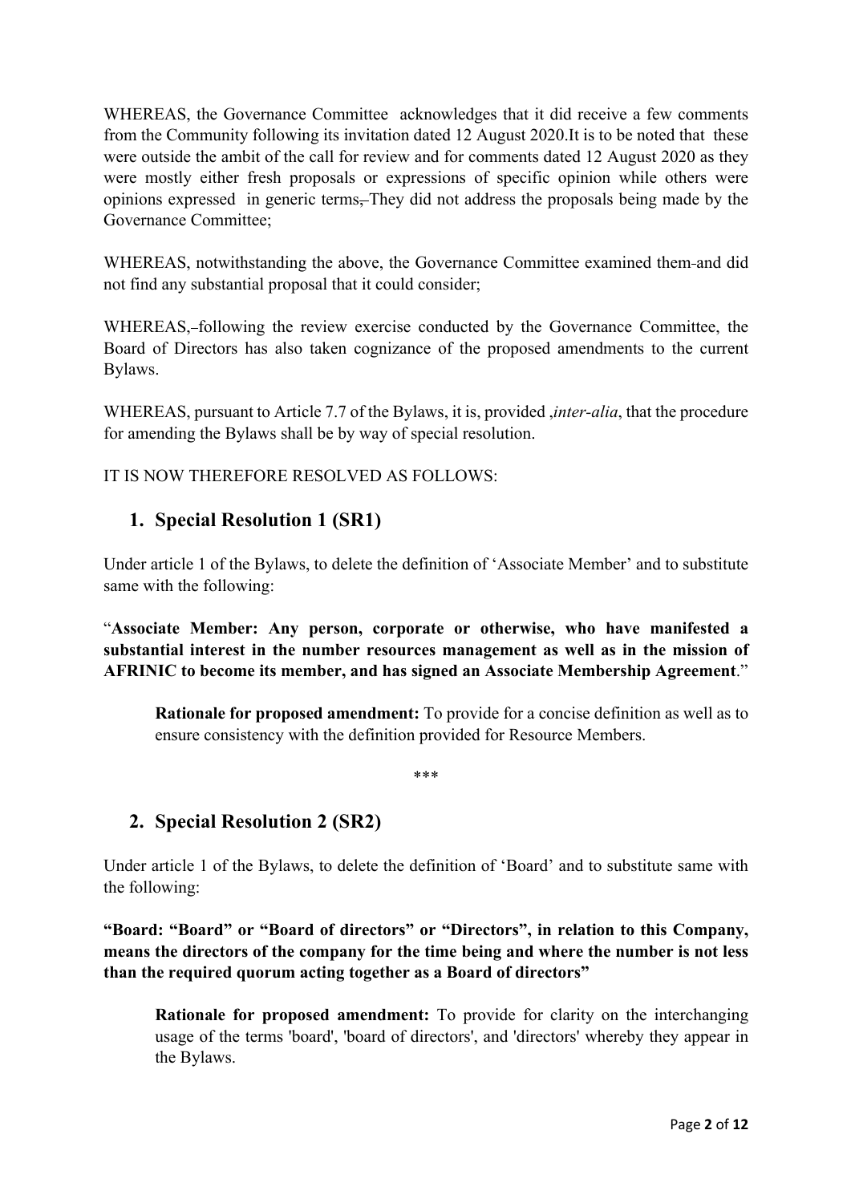WHEREAS, the Governance Committee acknowledges that it did receive a few comments from the Community following its invitation dated 12 August 2020.It is to be noted that these were outside the ambit of the call for review and for comments dated 12 August 2020 as they were mostly either fresh proposals or expressions of specific opinion while others were opinions expressed in generic terms, They did not address the proposals being made by the Governance Committee;

WHEREAS, notwithstanding the above, the Governance Committee examined them and did not find any substantial proposal that it could consider;

WHEREAS, following the review exercise conducted by the Governance Committee, the Board of Directors has also taken cognizance of the proposed amendments to the current Bylaws.

WHEREAS, pursuant to Article 7.7 of the Bylaws, it is, provided ,*inter-alia*, that the procedure for amending the Bylaws shall be by way of special resolution.

IT IS NOW THEREFORE RESOLVED AS FOLLOWS:

## 1. Special Resolution 1 (SR1)

Under article 1 of the Bylaws, to delete the definition of 'Associate Member' and to substitute same with the following:

"**Associate Member: Any person, corporate or otherwise, who have manifested a substantial interest in the number resources management as well as in the mission of AFRINIC to become its member, and has signed an Associate Membership Agreement**."

> **Rationale for proposed amendment:** To provide for a concise definition as well as to ensure consistency with the definition provided for Resource Members.

***

## 2. Special Resolution 2 (SR2)

Under article 1 of the Bylaws, to delete the definition of 'Board' and to substitute same with the following:

**"Board: "Board" or "Board of directors" or "Directors", in relation to this Company, means the directors of the company for the time being and where the number is not less than the required quorum acting together as a Board of directors"**

> **Rationale for proposed amendment:** To provide for clarity on the interchanging usage of the terms 'board', 'board of directors', and 'directors' whereby they appear in the Bylaws.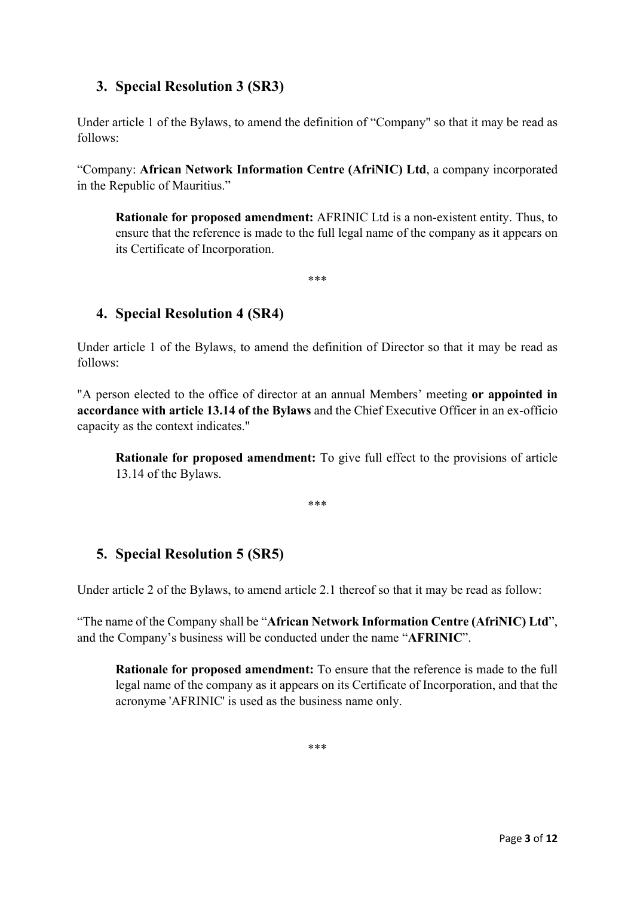## 3. Special Resolution 3 (SR3)

Under article 1 of the Bylaws, to amend the definition of "Company" so that it may be read as follows:

"Company: **African Network Information Centre (AfriNIC) Ltd**, a company incorporated in the Republic of Mauritius."

> **Rationale for proposed amendment:** AFRINIC Ltd is a non-existent entity. Thus, to ensure that the reference is made to the full legal name of the company as it appears on its Certificate of Incorporation.

***

## 4. Special Resolution 4 (SR4)

Under article 1 of the Bylaws, to amend the definition of Director so that it may be read as follows:

"A person elected to the office of director at an annual Members' meeting **or appointed in accordance with article 13.14 of the Bylaws** and the Chief Executive Officer in an ex-officio capacity as the context indicates."

> **Rationale for proposed amendment:** To give full effect to the provisions of article 13.14 of the Bylaws.

***

## 5. Special Resolution 5 (SR5)

Under article 2 of the Bylaws, to amend article 2.1 thereof so that it may be read as follow:

"The name of the Company shall be "**African Network Information Centre (AfriNIC) Ltd**", and the Company's business will be conducted under the name "**AFRINIC**".

> **Rationale for proposed amendment:** To ensure that the reference is made to the full legal name of the company as it appears on its Certificate of Incorporation, and that the acronyme 'AFRINIC' is used as the business name only.

***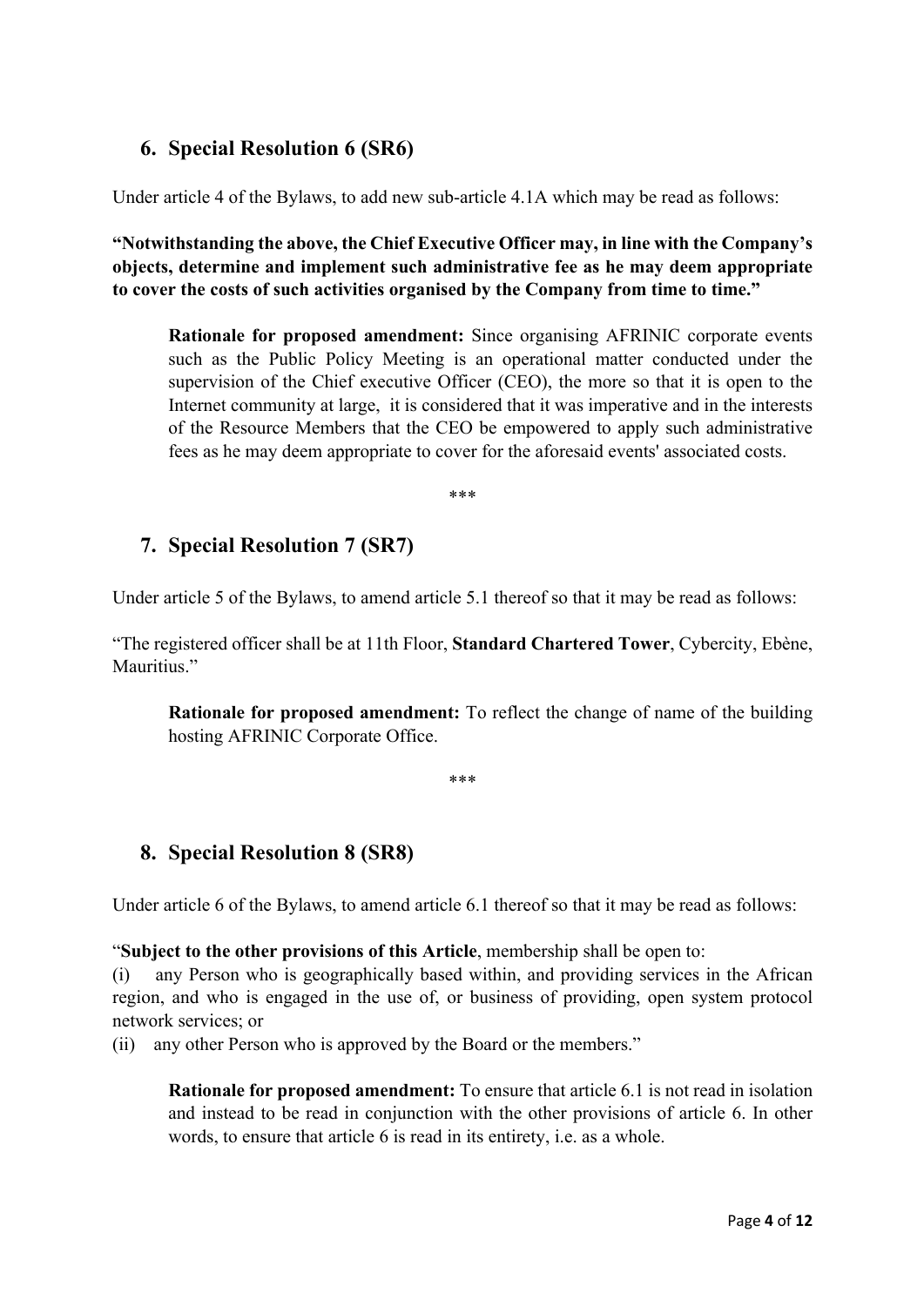## 6. Special Resolution 6 (SR6)

Under article 4 of the Bylaws, to add new sub-article 4.1A which may be read as follows:

**"Notwithstanding the above, the Chief Executive Officer may, in line with the Company's objects, determine and implement such administrative fee as he may deem appropriate to cover the costs of such activities organised by the Company from time to time."**

> **Rationale for proposed amendment:** Since organising AFRINIC corporate events such as the Public Policy Meeting is an operational matter conducted under the supervision of the Chief executive Officer (CEO), the more so that it is open to the Internet community at large, it is considered that it was imperative and in the interests of the Resource Members that the CEO be empowered to apply such administrative fees as he may deem appropriate to cover for the aforesaid events' associated costs.

\*\*\*

## 7. Special Resolution 7 (SR7)

Under article 5 of the Bylaws, to amend article 5.1 thereof so that it may be read as follows:

"The registered officer shall be at 11th Floor, **Standard Chartered Tower**, Cybercity, Ebène, Mauritius."

> **Rationale for proposed amendment:** To reflect the change of name of the building hosting AFRINIC Corporate Office.

\*\*\*

## 8. Special Resolution 8 (SR8)

Under article 6 of the Bylaws, to amend article 6.1 thereof so that it may be read as follows:

"**Subject to the other provisions of this Article**, membership shall be open to:

(i) any Person who is geographically based within, and providing services in the African region, and who is engaged in the use of, or business of providing, open system protocol network services; or

(ii) any other Person who is approved by the Board or the members."

> **Rationale for proposed amendment:** To ensure that article 6.1 is not read in isolation and instead to be read in conjunction with the other provisions of article 6. In other words, to ensure that article 6 is read in its entirety, i.e. as a whole.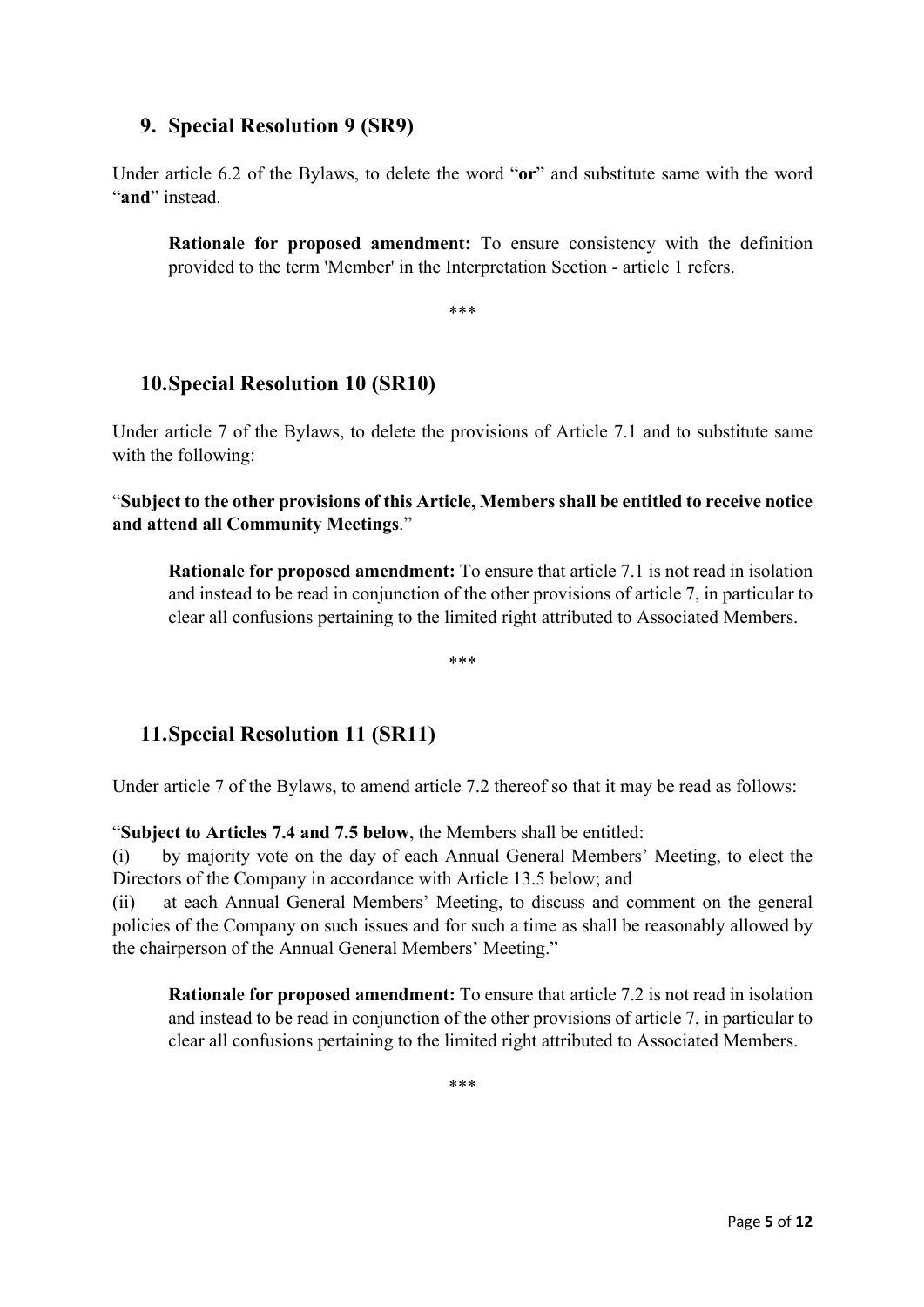## 9. Special Resolution 9 (SR9)

Under article 6.2 of the Bylaws, to delete the word "**or**" and substitute same with the word "**and**" instead.

> **Rationale for proposed amendment:** To ensure consistency with the definition provided to the term 'Member' in the Interpretation Section - article 1 refers.

***

## 10. Special Resolution 10 (SR10)

Under article 7 of the Bylaws, to delete the provisions of Article 7.1 and to substitute same with the following:

"**Subject to the other provisions of this Article, Members shall be entitled to receive notice and attend all Community Meetings**."

> **Rationale for proposed amendment:** To ensure that article 7.1 is not read in isolation and instead to be read in conjunction of the other provisions of article 7, in particular to clear all confusions pertaining to the limited right attributed to Associated Members.

***

## 11. Special Resolution 11 (SR11)

Under article 7 of the Bylaws, to amend article 7.2 thereof so that it may be read as follows:

"**Subject to Articles 7.4 and 7.5 below**, the Members shall be entitled:

(i) by majority vote on the day of each Annual General Members' Meeting, to elect the Directors of the Company in accordance with Article 13.5 below; and

(ii) at each Annual General Members' Meeting, to discuss and comment on the general policies of the Company on such issues and for such a time as shall be reasonably allowed by the chairperson of the Annual General Members' Meeting."

> **Rationale for proposed amendment:** To ensure that article 7.2 is not read in isolation and instead to be read in conjunction of the other provisions of article 7, in particular to clear all confusions pertaining to the limited right attributed to Associated Members.

***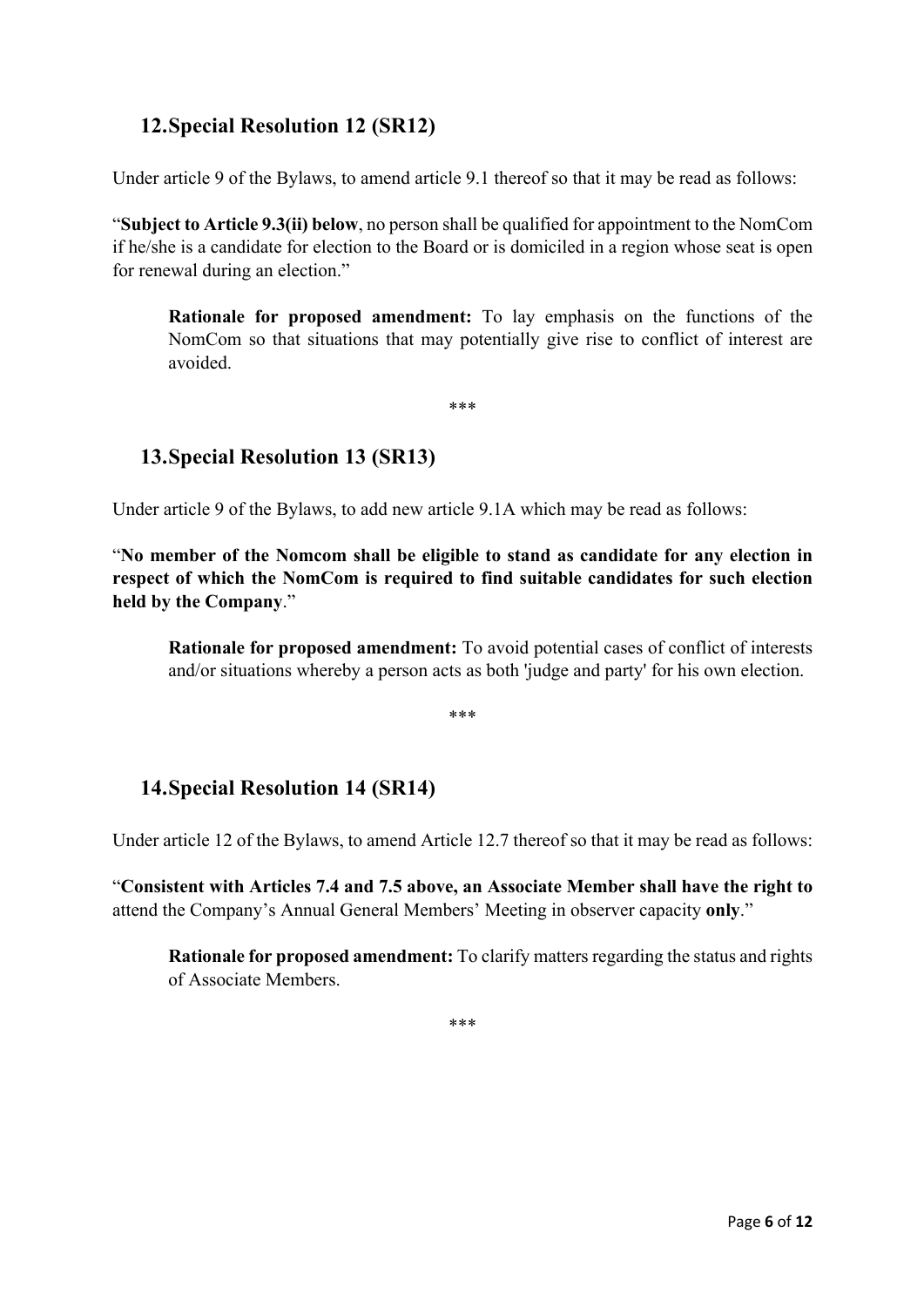## 12. Special Resolution 12 (SR12)

Under article 9 of the Bylaws, to amend article 9.1 thereof so that it may be read as follows:

"**Subject to Article 9.3(ii) below**, no person shall be qualified for appointment to the NomCom if he/she is a candidate for election to the Board or is domiciled in a region whose seat is open for renewal during an election."

> **Rationale for proposed amendment:** To lay emphasis on the functions of the NomCom so that situations that may potentially give rise to conflict of interest are avoided.

***

## 13. Special Resolution 13 (SR13)

Under article 9 of the Bylaws, to add new article 9.1A which may be read as follows:

"**No member of the Nomcom shall be eligible to stand as candidate for any election in respect of which the NomCom is required to find suitable candidates for such election held by the Company**."

> **Rationale for proposed amendment:** To avoid potential cases of conflict of interests and/or situations whereby a person acts as both 'judge and party' for his own election.

***

## 14. Special Resolution 14 (SR14)

Under article 12 of the Bylaws, to amend Article 12.7 thereof so that it may be read as follows:

"**Consistent with Articles 7.4 and 7.5 above, an Associate Member shall have the right to** attend the Company's Annual General Members' Meeting in observer capacity **only**."

> **Rationale for proposed amendment:** To clarify matters regarding the status and rights of Associate Members.

***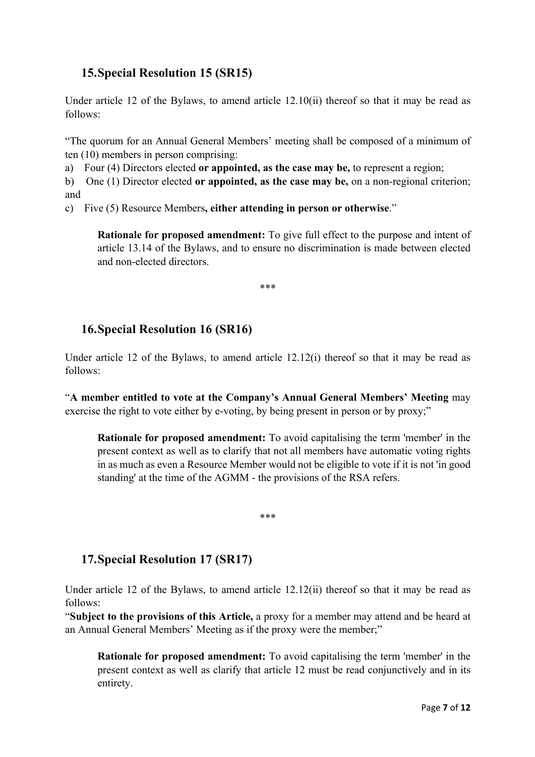## 15. Special Resolution 15 (SR15)

Under article 12 of the Bylaws, to amend article 12.10(ii) thereof so that it may be read as follows:

"The quorum for an Annual General Members' meeting shall be composed of a minimum of ten (10) members in person comprising:

a) Four (4) Directors elected **or appointed, as the case may be,** to represent a region;

b) One (1) Director elected **or appointed, as the case may be,** on a non-regional criterion; and

c) Five (5) Resource Members**, either attending in person or otherwise**."

> **Rationale for proposed amendment:** To give full effect to the purpose and intent of article 13.14 of the Bylaws, and to ensure no discrimination is made between elected and non-elected directors.

***

## 16. Special Resolution 16 (SR16)

Under article 12 of the Bylaws, to amend article 12.12(i) thereof so that it may be read as follows:

"**A member entitled to vote at the Company's Annual General Members' Meeting** may exercise the right to vote either by e-voting, by being present in person or by proxy;"

> **Rationale for proposed amendment:** To avoid capitalising the term 'member' in the present context as well as to clarify that not all members have automatic voting rights in as much as even a Resource Member would not be eligible to vote if it is not 'in good standing' at the time of the AGMM - the provisions of the RSA refers.

***

## 17. Special Resolution 17 (SR17)

Under article 12 of the Bylaws, to amend article 12.12(ii) thereof so that it may be read as follows:

"**Subject to the provisions of this Article,** a proxy for a member may attend and be heard at an Annual General Members' Meeting as if the proxy were the member;"

> **Rationale for proposed amendment:** To avoid capitalising the term 'member' in the present context as well as clarify that article 12 must be read conjunctively and in its entirety.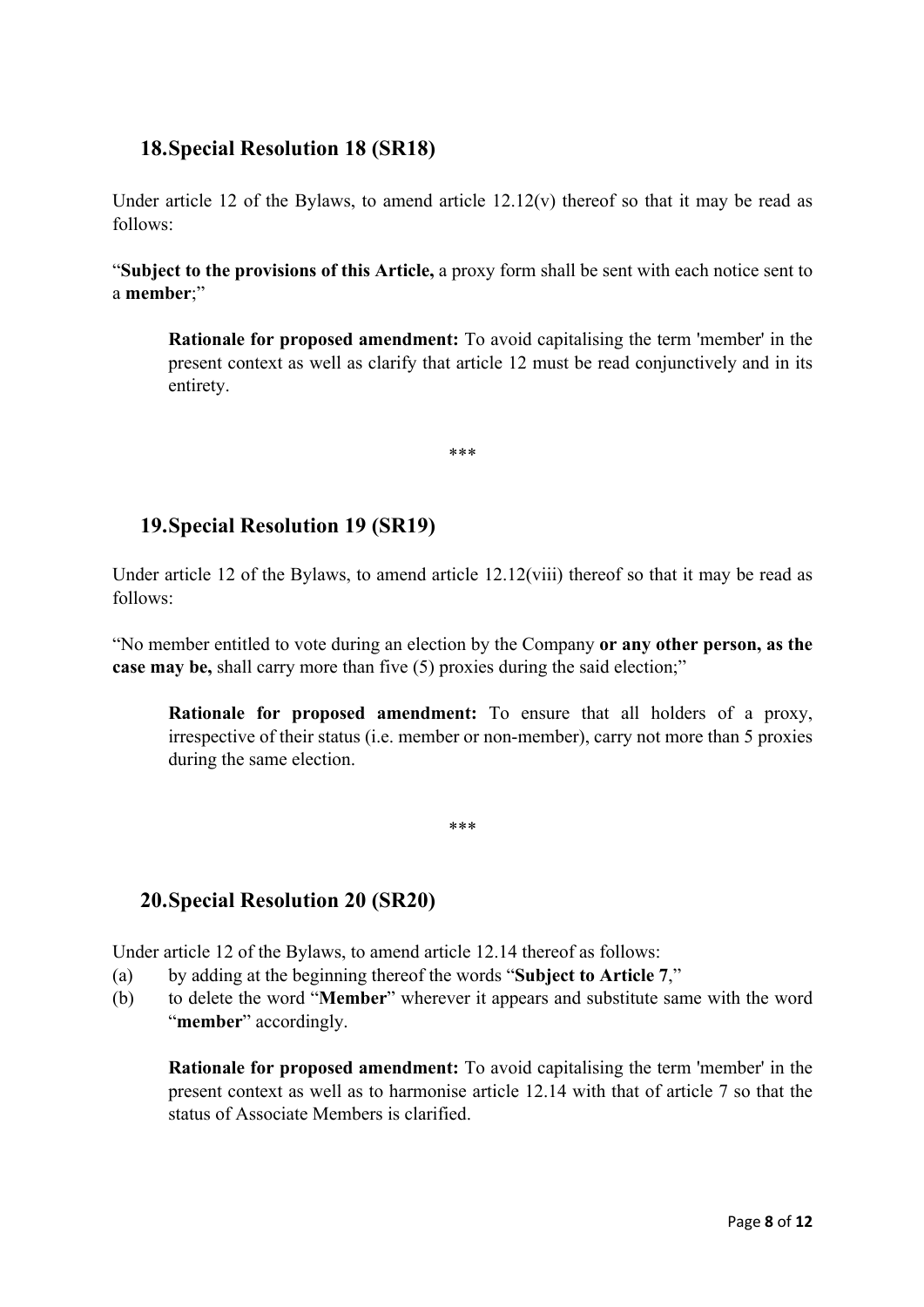## 18. Special Resolution 18 (SR18)

Under article 12 of the Bylaws, to amend article 12.12(v) thereof so that it may be read as follows:

"**Subject to the provisions of this Article,** a proxy form shall be sent with each notice sent to a **member**;"

> **Rationale for proposed amendment:** To avoid capitalising the term 'member' in the present context as well as clarify that article 12 must be read conjunctively and in its entirety.

***

## 19. Special Resolution 19 (SR19)

Under article 12 of the Bylaws, to amend article 12.12(viii) thereof so that it may be read as follows:

"No member entitled to vote during an election by the Company **or any other person, as the case may be,** shall carry more than five (5) proxies during the said election;"

> **Rationale for proposed amendment:** To ensure that all holders of a proxy, irrespective of their status (i.e. member or non-member), carry not more than 5 proxies during the same election.

***

## 20. Special Resolution 20 (SR20)

Under article 12 of the Bylaws, to amend article 12.14 thereof as follows:

(a) by adding at the beginning thereof the words "**Subject to Article 7**,"

(b) to delete the word "**Member**" wherever it appears and substitute same with the word "**member**" accordingly.

> **Rationale for proposed amendment:** To avoid capitalising the term 'member' in the present context as well as to harmonise article 12.14 with that of article 7 so that the status of Associate Members is clarified.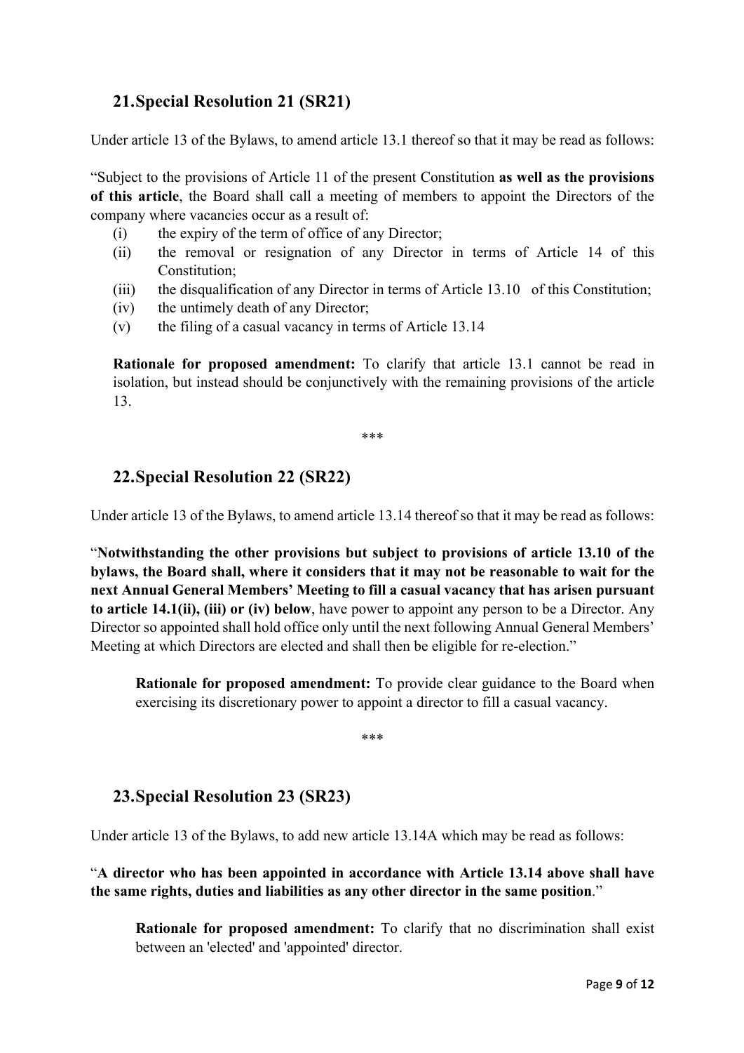## 21. Special Resolution 21 (SR21)

Under article 13 of the Bylaws, to amend article 13.1 thereof so that it may be read as follows:

"Subject to the provisions of Article 11 of the present Constitution **as well as the provisions of this article**, the Board shall call a meeting of members to appoint the Directors of the company where vacancies occur as a result of:

- (i) the expiry of the term of office of any Director;
- (ii) the removal or resignation of any Director in terms of Article 14 of this Constitution;
- (iii) the disqualification of any Director in terms of Article 13.10 of this Constitution;
- (iv) the untimely death of any Director;
- (v) the filing of a casual vacancy in terms of Article 13.14

**Rationale for proposed amendment:** To clarify that article 13.1 cannot be read in isolation, but instead should be conjunctively with the remaining provisions of the article 13.

***

## 22. Special Resolution 22 (SR22)

Under article 13 of the Bylaws, to amend article 13.14 thereof so that it may be read as follows:

"**Notwithstanding the other provisions but subject to provisions of article 13.10 of the bylaws, the Board shall, where it considers that it may not be reasonable to wait for the next Annual General Members' Meeting to fill a casual vacancy that has arisen pursuant to article 14.1(ii), (iii) or (iv) below**, have power to appoint any person to be a Director. Any Director so appointed shall hold office only until the next following Annual General Members' Meeting at which Directors are elected and shall then be eligible for re-election."

**Rationale for proposed amendment:** To provide clear guidance to the Board when exercising its discretionary power to appoint a director to fill a casual vacancy.

***

## 23. Special Resolution 23 (SR23)

Under article 13 of the Bylaws, to add new article 13.14A which may be read as follows:

"**A director who has been appointed in accordance with Article 13.14 above shall have the same rights, duties and liabilities as any other director in the same position**."

**Rationale for proposed amendment:** To clarify that no discrimination shall exist between an 'elected' and 'appointed' director.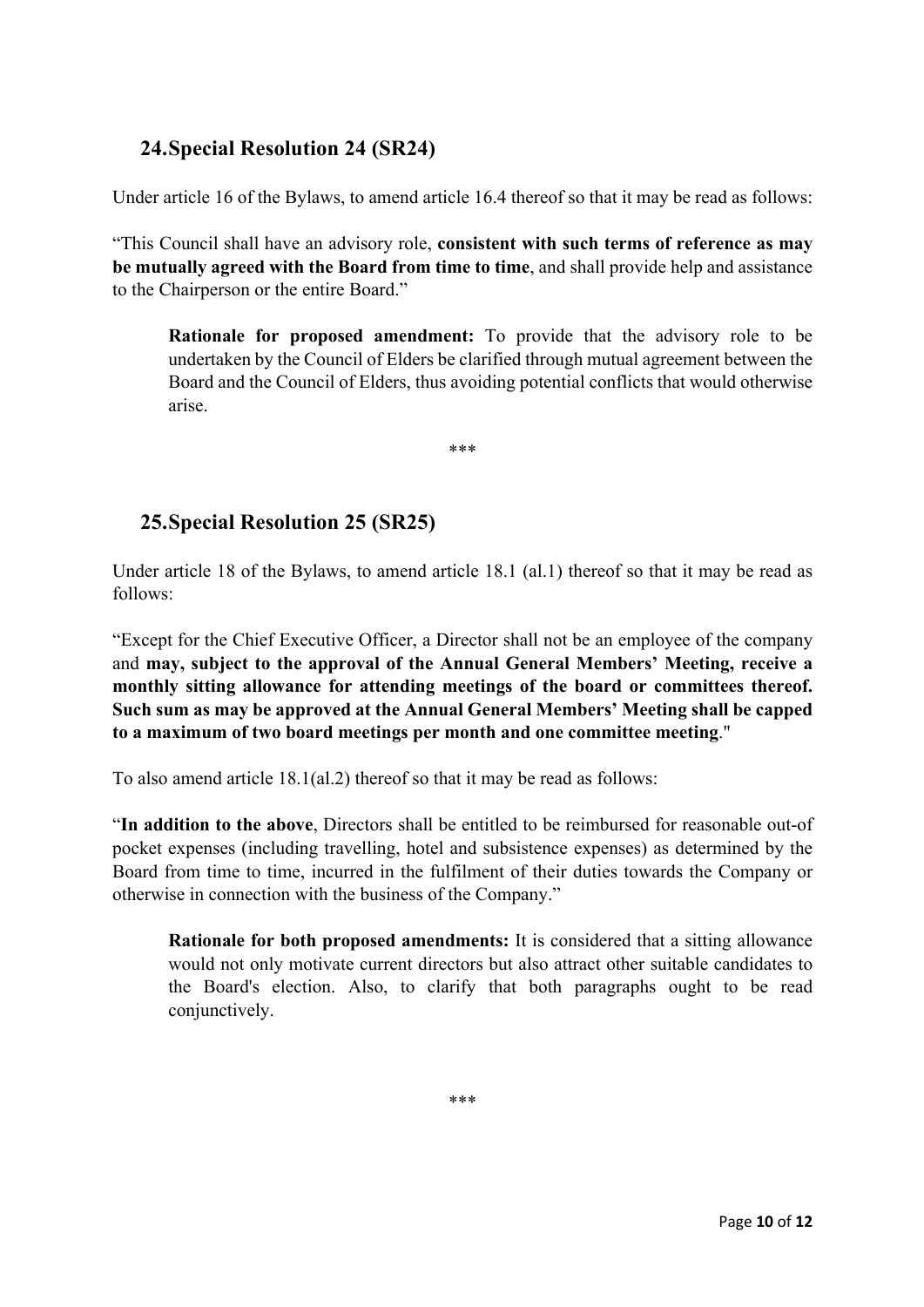## 24. Special Resolution 24 (SR24)

Under article 16 of the Bylaws, to amend article 16.4 thereof so that it may be read as follows:

"This Council shall have an advisory role, **consistent with such terms of reference as may be mutually agreed with the Board from time to time**, and shall provide help and assistance to the Chairperson or the entire Board."

> **Rationale for proposed amendment:** To provide that the advisory role to be undertaken by the Council of Elders be clarified through mutual agreement between the Board and the Council of Elders, thus avoiding potential conflicts that would otherwise arise.

\*\*\*

## 25. Special Resolution 25 (SR25)

Under article 18 of the Bylaws, to amend article 18.1 (al.1) thereof so that it may be read as follows:

"Except for the Chief Executive Officer, a Director shall not be an employee of the company and **may, subject to the approval of the Annual General Members' Meeting, receive a monthly sitting allowance for attending meetings of the board or committees thereof. Such sum as may be approved at the Annual General Members' Meeting shall be capped to a maximum of two board meetings per month and one committee meeting**."

To also amend article 18.1(al.2) thereof so that it may be read as follows:

"**In addition to the above**, Directors shall be entitled to be reimbursed for reasonable out-of pocket expenses (including travelling, hotel and subsistence expenses) as determined by the Board from time to time, incurred in the fulfilment of their duties towards the Company or otherwise in connection with the business of the Company."

> **Rationale for both proposed amendments:** It is considered that a sitting allowance would not only motivate current directors but also attract other suitable candidates to the Board's election. Also, to clarify that both paragraphs ought to be read conjunctively.

\*\*\*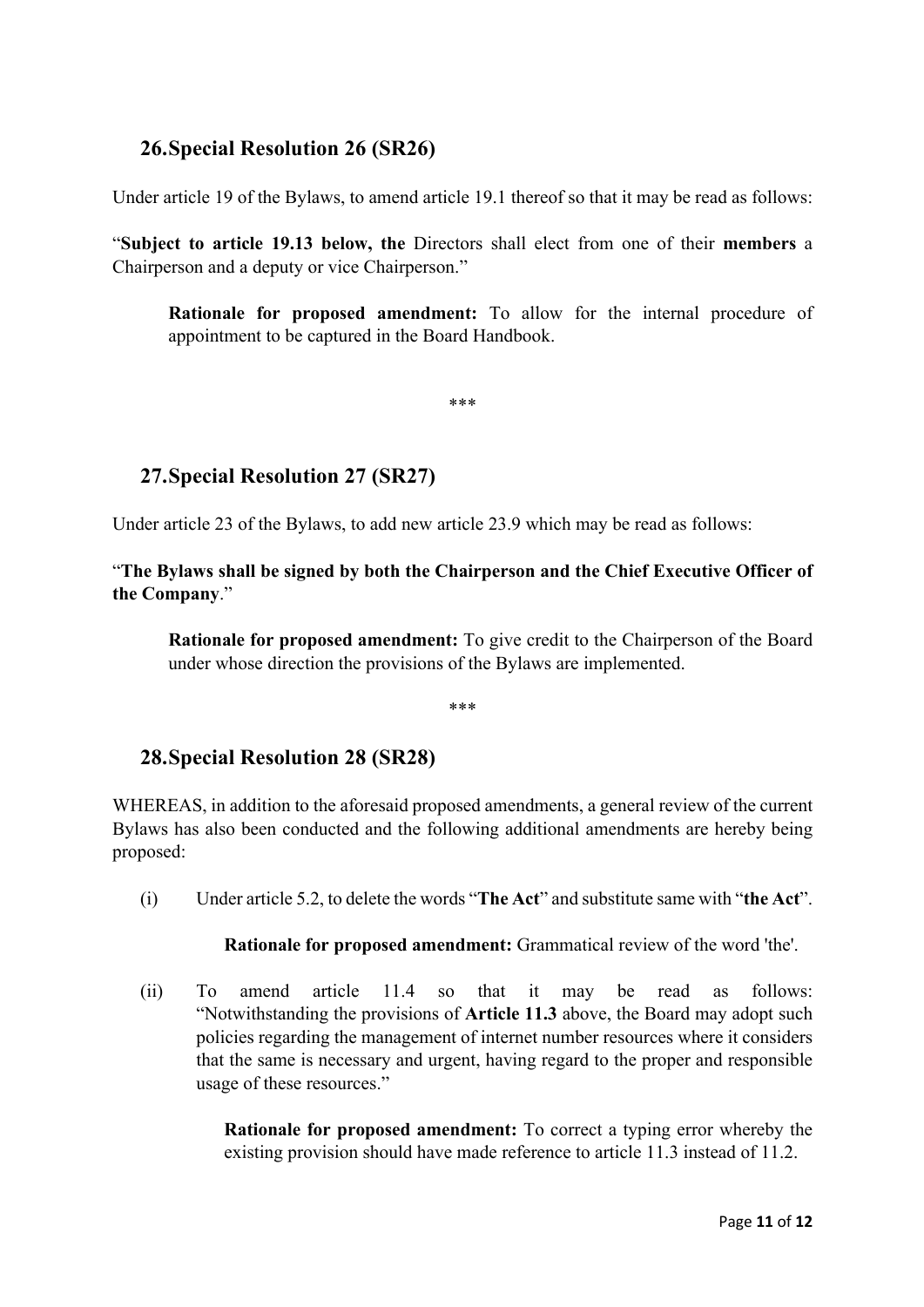## 26. Special Resolution 26 (SR26)

Under article 19 of the Bylaws, to amend article 19.1 thereof so that it may be read as follows:

"**Subject to article 19.13 below, the** Directors shall elect from one of their **members** a Chairperson and a deputy or vice Chairperson."

> **Rationale for proposed amendment:** To allow for the internal procedure of appointment to be captured in the Board Handbook.

***

## 27. Special Resolution 27 (SR27)

Under article 23 of the Bylaws, to add new article 23.9 which may be read as follows:

"**The Bylaws shall be signed by both the Chairperson and the Chief Executive Officer of the Company**."

> **Rationale for proposed amendment:** To give credit to the Chairperson of the Board under whose direction the provisions of the Bylaws are implemented.

***

## 28. Special Resolution 28 (SR28)

WHEREAS, in addition to the aforesaid proposed amendments, a general review of the current Bylaws has also been conducted and the following additional amendments are hereby being proposed:

(i) Under article 5.2, to delete the words "**The Act**" and substitute same with "**the Act**".

> **Rationale for proposed amendment:** Grammatical review of the word 'the'.

(ii) To amend article 11.4 so that it may be read as follows: "Notwithstanding the provisions of **Article 11.3** above, the Board may adopt such policies regarding the management of internet number resources where it considers that the same is necessary and urgent, having regard to the proper and responsible usage of these resources."

> **Rationale for proposed amendment:** To correct a typing error whereby the existing provision should have made reference to article 11.3 instead of 11.2.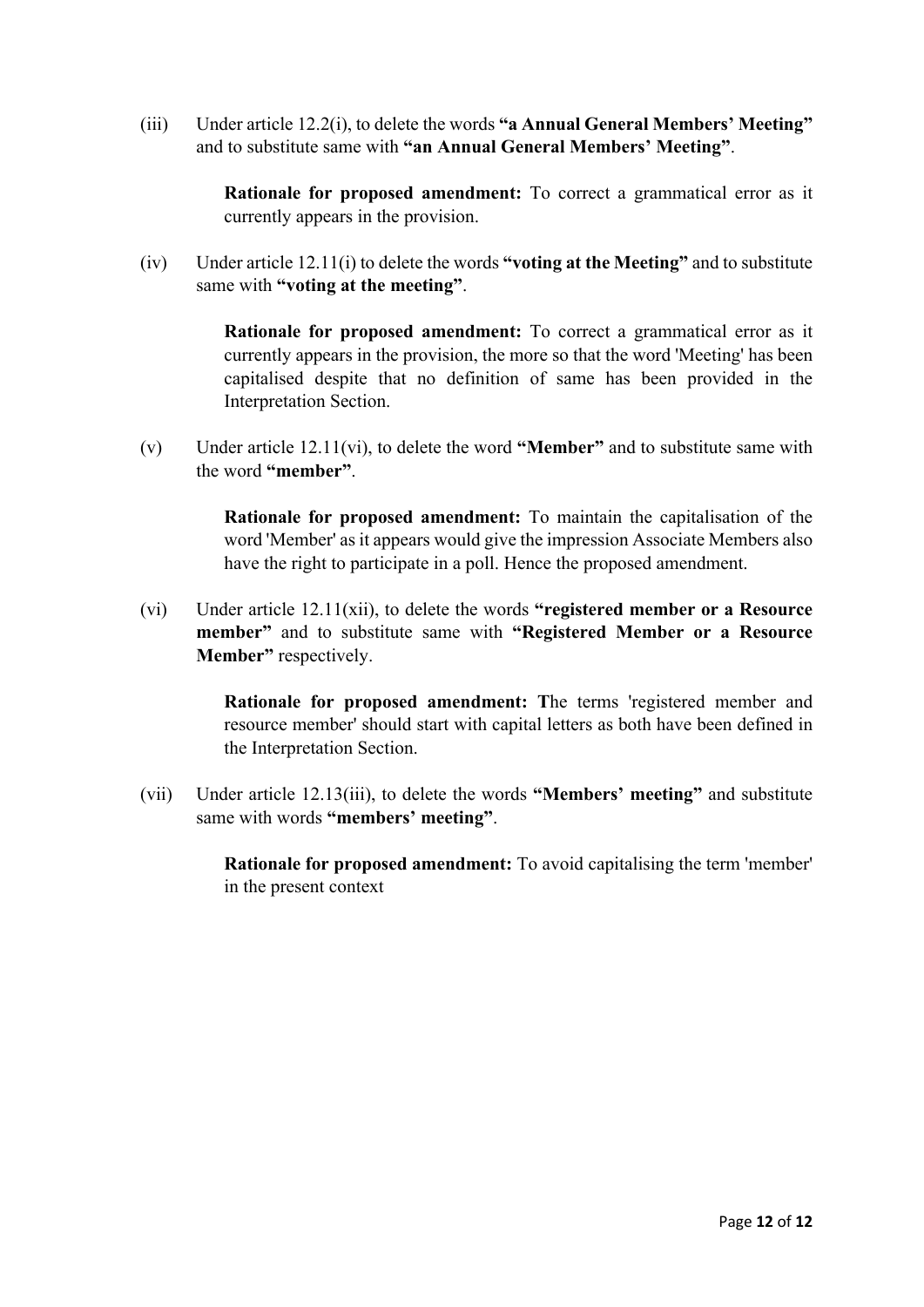(iii) Under article 12.2(i), to delete the words **"a Annual General Members' Meeting"** and to substitute same with **"an Annual General Members' Meeting"**.

> **Rationale for proposed amendment:** To correct a grammatical error as it currently appears in the provision.

(iv) Under article 12.11(i) to delete the words **"voting at the Meeting"** and to substitute same with **"voting at the meeting"**.

> **Rationale for proposed amendment:** To correct a grammatical error as it currently appears in the provision, the more so that the word 'Meeting' has been capitalised despite that no definition of same has been provided in the Interpretation Section.

(v) Under article 12.11(vi), to delete the word **"Member"** and to substitute same with the word **"member"**.

> **Rationale for proposed amendment:** To maintain the capitalisation of the word 'Member' as it appears would give the impression Associate Members also have the right to participate in a poll. Hence the proposed amendment.

(vi) Under article 12.11(xii), to delete the words **"registered member or a Resource member"** and to substitute same with **"Registered Member or a Resource Member"** respectively.

> **Rationale for proposed amendment: T**he terms 'registered member and resource member' should start with capital letters as both have been defined in the Interpretation Section.

(vii) Under article 12.13(iii), to delete the words **"Members' meeting"** and substitute same with words **"members' meeting"**.

> **Rationale for proposed amendment:** To avoid capitalising the term 'member' in the present context